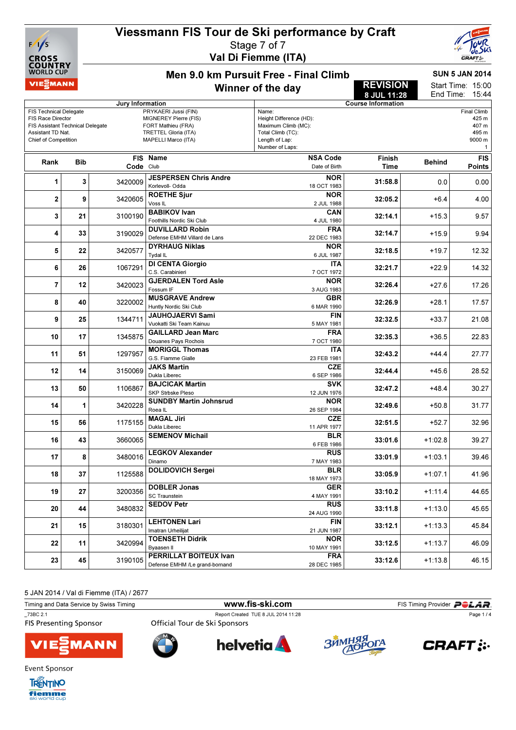# Viessmann FIS Tour de Ski performance by Craft

Stage 7 of 7

**Val Di Fiemme (ITA)**

CROSS COUNTRY WORLD CUP

## Men 9.0 km Pursuit Free - Final Climb

**Winner of the day**

**REVISION 8 JUL 11:28**

**SUN 5 JAN 2014**

Start Time: 15:00
End Time: 15:44

| Jury Information | |
|---|---|
| FIS Technical Delegate | PRYKAERI Jussi (FIN) |
| FIS Race Director | MIGNEREY Pierre (FIS) |
| FIS Assistant Technical Delegate | FORT Mathieu (FRA) |
| Assistant TD Nat. | TRETTEL Gloria (ITA) |
| Chief of Competition | MAPELLI Marco (ITA) |

| Course Information | |
|---|---|
| Name: | Final Climb |
| Height Difference (HD): | 425 m |
| Maximum Climb (MC): | 407 m |
| Total Climb (TC): | 495 m |
| Length of Lap: | 9000 m |
| Number of Laps: | 1 |

| Rank | Bib | FIS Code | Name / Club | NSA Code / Date of Birth | Finish Time | Behind | FIS Points |
|---|---|---|---|---|---|---|---|
| 1 | 3 | 3420009 | **JESPERSEN Chris Andre** Korlevoll- Odda | **NOR** 18 OCT 1983 | 31:58.8 | 0.0 | 0.00 |
| 2 | 9 | 3420605 | **ROETHE Sjur** Voss IL | **NOR** 2 JUL 1988 | 32:05.2 | +6.4 | 4.00 |
| 3 | 21 | 3100190 | **BABIKOV Ivan** Foothills Nordic Ski Club | **CAN** 4 JUL 1980 | 32:14.1 | +15.3 | 9.57 |
| 4 | 33 | 3190029 | **DUVILLARD Robin** Defense EMHM Villard de Lans | **FRA** 22 DEC 1983 | 32:14.7 | +15.9 | 9.94 |
| 5 | 22 | 3420577 | **DYRHAUG Niklas** Tydal IL | **NOR** 6 JUL 1987 | 32:18.5 | +19.7 | 12.32 |
| 6 | 26 | 1067291 | **DI CENTA Giorgio** C.S. Carabinieri | **ITA** 7 OCT 1972 | 32:21.7 | +22.9 | 14.32 |
| 7 | 12 | 3420023 | **GJERDALEN Tord Asle** Fossum IF | **NOR** 3 AUG 1983 | 32:26.4 | +27.6 | 17.26 |
| 8 | 40 | 3220002 | **MUSGRAVE Andrew** Huntly Nordic Ski Club | **GBR** 6 MAR 1990 | 32:26.9 | +28.1 | 17.57 |
| 9 | 25 | 1344711 | **JAUHOJAERVI Sami** Vuokatti Ski Team Kainuu | **FIN** 5 MAY 1981 | 32:32.5 | +33.7 | 21.08 |
| 10 | 17 | 1345875 | **GAILLARD Jean Marc** Douanes Pays Rochois | **FRA** 7 OCT 1980 | 32:35.3 | +36.5 | 22.83 |
| 11 | 51 | 1297957 | **MORIGGL Thomas** G.S. Fiamme Gialle | **ITA** 23 FEB 1981 | 32:43.2 | +44.4 | 27.77 |
| 12 | 14 | 3150069 | **JAKS Martin** Dukla Liberec | **CZE** 6 SEP 1986 | 32:44.4 | +45.6 | 28.52 |
| 13 | 50 | 1106867 | **BAJCICAK Martin** SKP Strbske Pleso | **SVK** 12 JUN 1976 | 32:47.2 | +48.4 | 30.27 |
| 14 | 1 | 3420228 | **SUNDBY Martin Johnsrud** Roea IL | **NOR** 26 SEP 1984 | 32:49.6 | +50.8 | 31.77 |
| 15 | 56 | 1175155 | **MAGAL Jiri** Dukla Liberec | **CZE** 11 APR 1977 | 32:51.5 | +52.7 | 32.96 |
| 16 | 43 | 3660065 | **SEMENOV Michail** | **BLR** 6 FEB 1986 | 33:01.6 | +1:02.8 | 39.27 |
| 17 | 8 | 3480016 | **LEGKOV Alexander** Dinamo | **RUS** 7 MAY 1983 | 33:01.9 | +1:03.1 | 39.46 |
| 18 | 37 | 1125588 | **DOLIDOVICH Sergei** | **BLR** 18 MAY 1973 | 33:05.9 | +1:07.1 | 41.96 |
| 19 | 27 | 3200356 | **DOBLER Jonas** SC Traunstein | **GER** 4 MAY 1991 | 33:10.2 | +1:11.4 | 44.65 |
| 20 | 44 | 3480832 | **SEDOV Petr** | **RUS** 24 AUG 1990 | 33:11.8 | +1:13.0 | 45.65 |
| 21 | 15 | 3180301 | **LEHTONEN Lari** Imatran Urheilijat | **FIN** 21 JUN 1987 | 33:12.1 | +1:13.3 | 45.84 |
| 22 | 11 | 3420994 | **TOENSETH Didrik** Byaasen Il | **NOR** 10 MAY 1991 | 33:12.5 | +1:13.7 | 46.09 |
| 23 | 45 | 3190105 | **PERRILLAT BOITEUX Ivan** Defense EMHM /Le grand-bornand | **FRA** 28 DEC 1985 | 33:12.6 | +1:13.8 | 46.15 |

5 JAN 2014 / Val di Fiemme (ITA) / 2677

Timing and Data Service by Swiss Timing | www.fis-ski.com | FIS Timing Provider POLAR

_73BC 2.1 | Report Created TUE 8 JUL 2014 11:28

FIS Presenting Sponsor: VIESSMANN

Official Tour de Ski Sponsors: BMW, helvetia, ЗИМНЯЯ ДОРОГА, CRAFT

Event Sponsor: Trentino fiemme ski world cup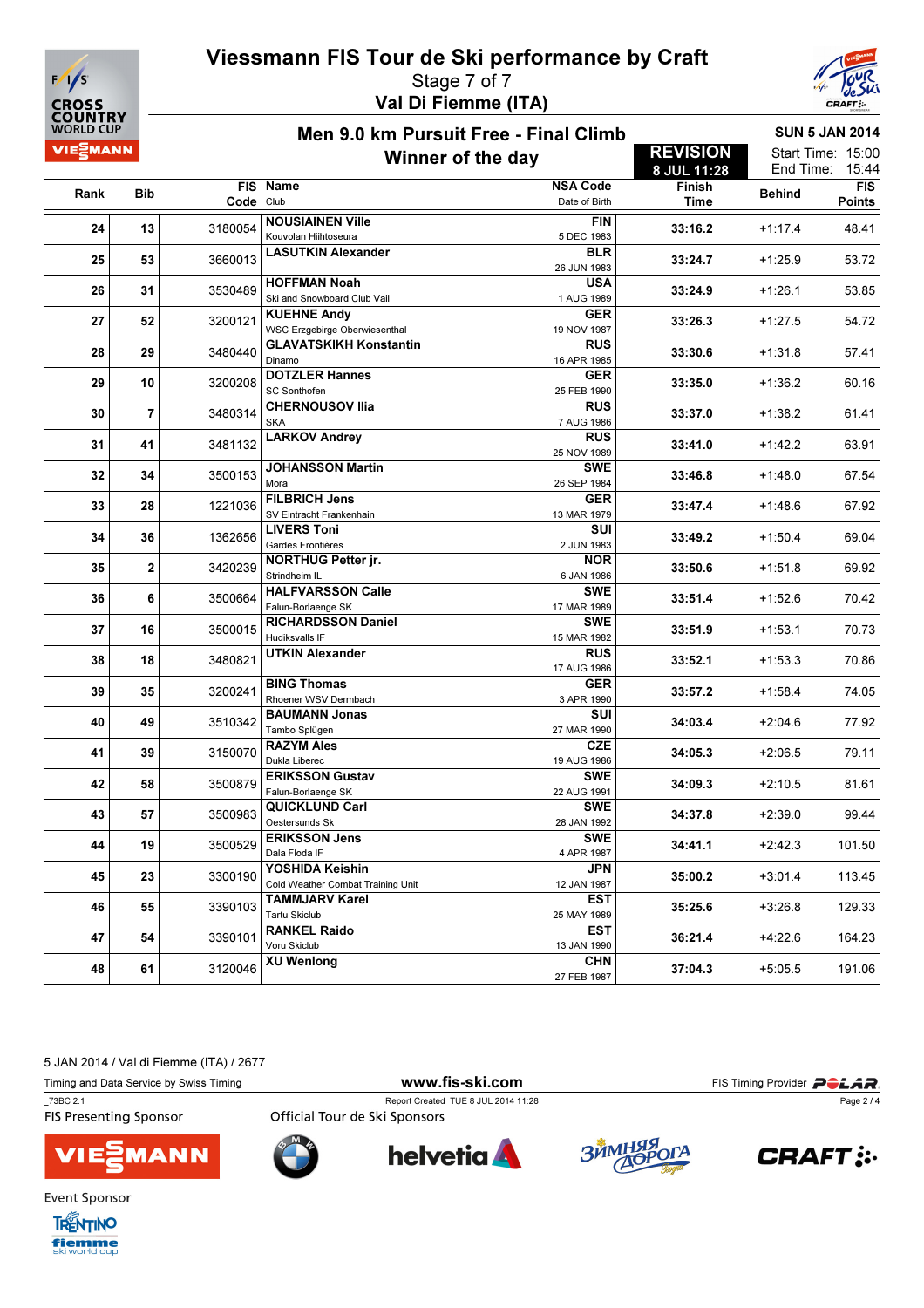# Viessmann FIS Tour de Ski performance by Craft

Stage 7 of 7

Val Di Fiemme (ITA)

## Men 9.0 km Pursuit Free - Final Climb

### Winner of the day

**REVISION** 8 JUL 11:28

SUN 5 JAN 2014

Start Time: 15:00

End Time: 15:44

| Rank | Bib | FIS Code | Name / Club | NSA Code / Date of Birth | Finish Time | Behind | FIS Points |
|---|---|---|---|---|---|---|---|
| 24 | 13 | 3180054 | **NOUSIAINEN Ville** Kouvolan Hiihtoseura | **FIN** 5 DEC 1983 | **33:16.2** | +1:17.4 | 48.41 |
| 25 | 53 | 3660013 | **LASUTKIN Alexander** | **BLR** 26 JUN 1983 | **33:24.7** | +1:25.9 | 53.72 |
| 26 | 31 | 3530489 | **HOFFMAN Noah** Ski and Snowboard Club Vail | **USA** 1 AUG 1989 | **33:24.9** | +1:26.1 | 53.85 |
| 27 | 52 | 3200121 | **KUEHNE Andy** WSC Erzgebirge Oberwiesenthal | **GER** 19 NOV 1987 | **33:26.3** | +1:27.5 | 54.72 |
| 28 | 29 | 3480440 | **GLAVATSKIKH Konstantin** Dinamo | **RUS** 16 APR 1985 | **33:30.6** | +1:31.8 | 57.41 |
| 29 | 10 | 3200208 | **DOTZLER Hannes** SC Sonthofen | **GER** 25 FEB 1990 | **33:35.0** | +1:36.2 | 60.16 |
| 30 | 7 | 3480314 | **CHERNOUSOV Ilia** SKA | **RUS** 7 AUG 1986 | **33:37.0** | +1:38.2 | 61.41 |
| 31 | 41 | 3481132 | **LARKOV Andrey** | **RUS** 25 NOV 1989 | **33:41.0** | +1:42.2 | 63.91 |
| 32 | 34 | 3500153 | **JOHANSSON Martin** Mora | **SWE** 26 SEP 1984 | **33:46.8** | +1:48.0 | 67.54 |
| 33 | 28 | 1221036 | **FILBRICH Jens** SV Eintracht Frankenhain | **GER** 13 MAR 1979 | **33:47.4** | +1:48.6 | 67.92 |
| 34 | 36 | 1362656 | **LIVERS Toni** Gardes Frontières | **SUI** 2 JUN 1983 | **33:49.2** | +1:50.4 | 69.04 |
| 35 | 2 | 3420239 | **NORTHUG Petter jr.** Strindheim IL | **NOR** 6 JAN 1986 | **33:50.6** | +1:51.8 | 69.92 |
| 36 | 6 | 3500664 | **HALFVARSSON Calle** Falun-Borlaenge SK | **SWE** 17 MAR 1989 | **33:51.4** | +1:52.6 | 70.42 |
| 37 | 16 | 3500015 | **RICHARDSSON Daniel** Hudiksvalls IF | **SWE** 15 MAR 1982 | **33:51.9** | +1:53.1 | 70.73 |
| 38 | 18 | 3480821 | **UTKIN Alexander** | **RUS** 17 AUG 1986 | **33:52.1** | +1:53.3 | 70.86 |
| 39 | 35 | 3200241 | **BING Thomas** Rhoener WSV Dermbach | **GER** 3 APR 1990 | **33:57.2** | +1:58.4 | 74.05 |
| 40 | 49 | 3510342 | **BAUMANN Jonas** Tambo Splügen | **SUI** 27 MAR 1990 | **34:03.4** | +2:04.6 | 77.92 |
| 41 | 39 | 3150070 | **RAZYM Ales** Dukla Liberec | **CZE** 19 AUG 1986 | **34:05.3** | +2:06.5 | 79.11 |
| 42 | 58 | 3500879 | **ERIKSSON Gustav** Falun-Borlaenge SK | **SWE** 22 AUG 1991 | **34:09.3** | +2:10.5 | 81.61 |
| 43 | 57 | 3500983 | **QUICKLUND Carl** Oestersunds Sk | **SWE** 28 JAN 1992 | **34:37.8** | +2:39.0 | 99.44 |
| 44 | 19 | 3500529 | **ERIKSSON Jens** Dala Floda IF | **SWE** 4 APR 1987 | **34:41.1** | +2:42.3 | 101.50 |
| 45 | 23 | 3300190 | **YOSHIDA Keishin** Cold Weather Combat Training Unit | **JPN** 12 JAN 1987 | **35:00.2** | +3:01.4 | 113.45 |
| 46 | 55 | 3390103 | **TAMMJARV Karel** Tartu Skiclub | **EST** 25 MAY 1989 | **35:25.6** | +3:26.8 | 129.33 |
| 47 | 54 | 3390101 | **RANKEL Raido** Voru Skiclub | **EST** 13 JAN 1990 | **36:21.4** | +4:22.6 | 164.23 |
| 48 | 61 | 3120046 | **XU Wenlong** | **CHN** 27 FEB 1987 | **37:04.3** | +5:05.5 | 191.06 |

5 JAN 2014 / Val di Fiemme (ITA) / 2677

Timing and Data Service by Swiss Timing — www.fis-ski.com — FIS Timing Provider POLAR

_73BC 2.1 — Report Created TUE 8 JUL 2014 11:28

FIS Presenting Sponsor — Official Tour de Ski Sponsors

Event Sponsor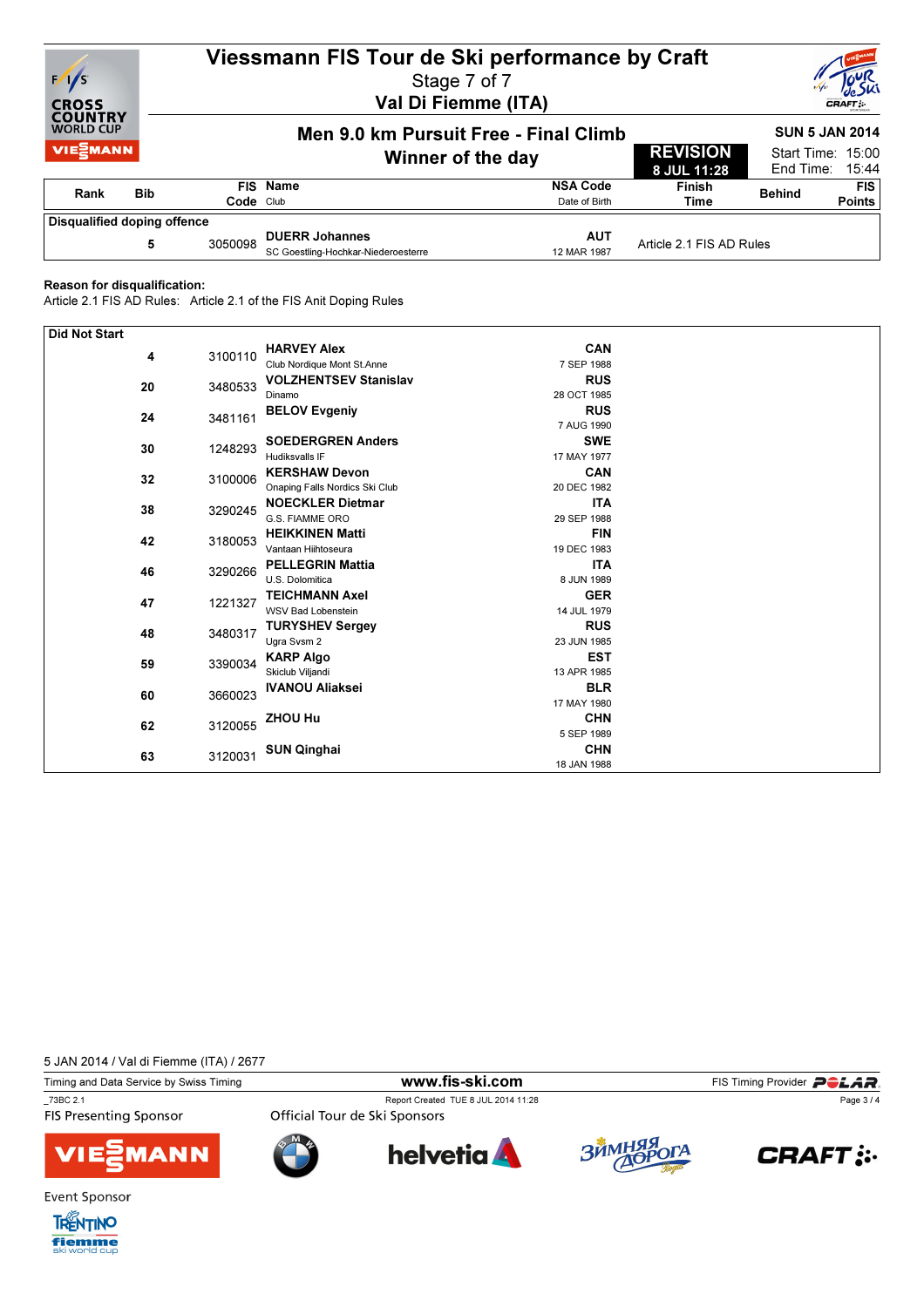# Viessmann FIS Tour de Ski performance by Craft

Stage 7 of 7

Val Di Fiemme (ITA)

## Men 9.0 km Pursuit Free - Final Climb

### Winner of the day

**REVISION**
8 JUL 11:28

SUN 5 JAN 2014
Start Time: 15:00
End Time: 15:44

| Rank | Bib | FIS Code | Name / Club | NSA Code / Date of Birth | Finish Time | Behind | FIS Points |
|---|---|---|---|---|---|---|---|
| **Disqualified doping offence** | | | | | | | |
| | 5 | 3050098 | **DUERR Johannes** SC Goestling-Hochkar-Niederoesterre | **AUT** 12 MAR 1987 | Article 2.1 FIS AD Rules | | |

**Reason for disqualification:**
Article 2.1 FIS AD Rules: Article 2.1 of the FIS Anit Doping Rules

| Rank | Bib | FIS Code | Name / Club | NSA Code / Date of Birth |
|---|---|---|---|---|
| **Did Not Start** | | | | |
| | 4 | 3100110 | **HARVEY Alex** Club Nordique Mont St.Anne | **CAN** 7 SEP 1988 |
| | 20 | 3480533 | **VOLZHENTSEV Stanislav** Dinamo | **RUS** 28 OCT 1985 |
| | 24 | 3481161 | **BELOV Evgeniy** | **RUS** 7 AUG 1990 |
| | 30 | 1248293 | **SOEDERGREN Anders** Hudiksvalls IF | **SWE** 17 MAY 1977 |
| | 32 | 3100006 | **KERSHAW Devon** Onaping Falls Nordics Ski Club | **CAN** 20 DEC 1982 |
| | 38 | 3290245 | **NOECKLER Dietmar** G.S. FIAMME ORO | **ITA** 29 SEP 1988 |
| | 42 | 3180053 | **HEIKKINEN Matti** Vantaan Hiihtoseura | **FIN** 19 DEC 1983 |
| | 46 | 3290266 | **PELLEGRIN Mattia** U.S. Dolomitica | **ITA** 8 JUN 1989 |
| | 47 | 1221327 | **TEICHMANN Axel** WSV Bad Lobenstein | **GER** 14 JUL 1979 |
| | 48 | 3480317 | **TURYSHEV Sergey** Ugra Svsm 2 | **RUS** 23 JUN 1985 |
| | 59 | 3390034 | **KARP Algo** Skiclub Viljandi | **EST** 13 APR 1985 |
| | 60 | 3660023 | **IVANOU Aliaksei** | **BLR** 17 MAY 1980 |
| | 62 | 3120055 | **ZHOU Hu** | **CHN** 5 SEP 1989 |
| | 63 | 3120031 | **SUN Qinghai** | **CHN** 18 JAN 1988 |

5 JAN 2014 / Val di Fiemme (ITA) / 2677

Timing and Data Service by Swiss Timing — www.fis-ski.com — FIS Timing Provider POLAR

_73BC 2.1 — Report Created TUE 8 JUL 2014 11:28

FIS Presenting Sponsor — Official Tour de Ski Sponsors

Event Sponsor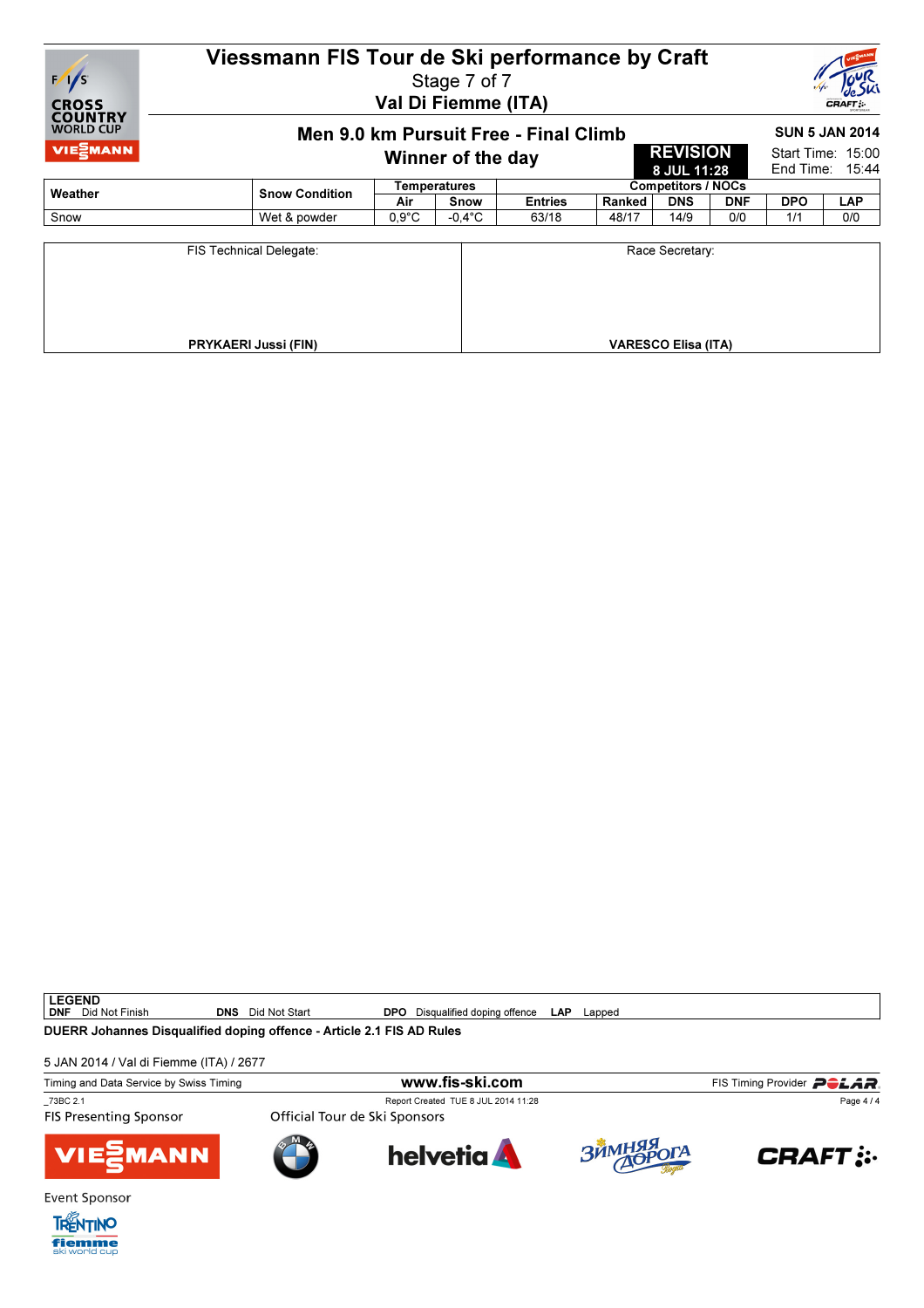# Viessmann FIS Tour de Ski performance by Craft

Stage 7 of 7

**Val Di Fiemme (ITA)**

## Men 9.0 km Pursuit Free - Final Climb

**Winner of the day**

**REVISION**
**8 JUL 11:28**

**SUN 5 JAN 2014**

Start Time: 15:00
End Time: 15:44

| Weather | Snow Condition | Temperatures | | Competitors / NOCs | | | | | |
|---|---|---|---|---|---|---|---|---|---|
| | | Air | Snow | Entries | Ranked | DNS | DNF | DPO | LAP |
| Snow | Wet & powder | 0,9°C | -0,4°C | 63/18 | 48/17 | 14/9 | 0/0 | 1/1 | 0/0 |

| FIS Technical Delegate: | Race Secretary: |
|---|---|
| **PRYKAERI Jussi (FIN)** | **VARESCO Elisa (ITA)** |

**LEGEND**
**DNF** Did Not Finish **DNS** Did Not Start **DPO** Disqualified doping offence **LAP** Lapped

**DUERR Johannes Disqualified doping offence - Article 2.1 FIS AD Rules**

5 JAN 2014 / Val di Fiemme (ITA) / 2677

Timing and Data Service by Swiss Timing www.fis-ski.com FIS Timing Provider POLAR

_73BC 2.1 Report Created TUE 8 JUL 2014 11:28

FIS Presenting Sponsor Official Tour de Ski Sponsors

Event Sponsor